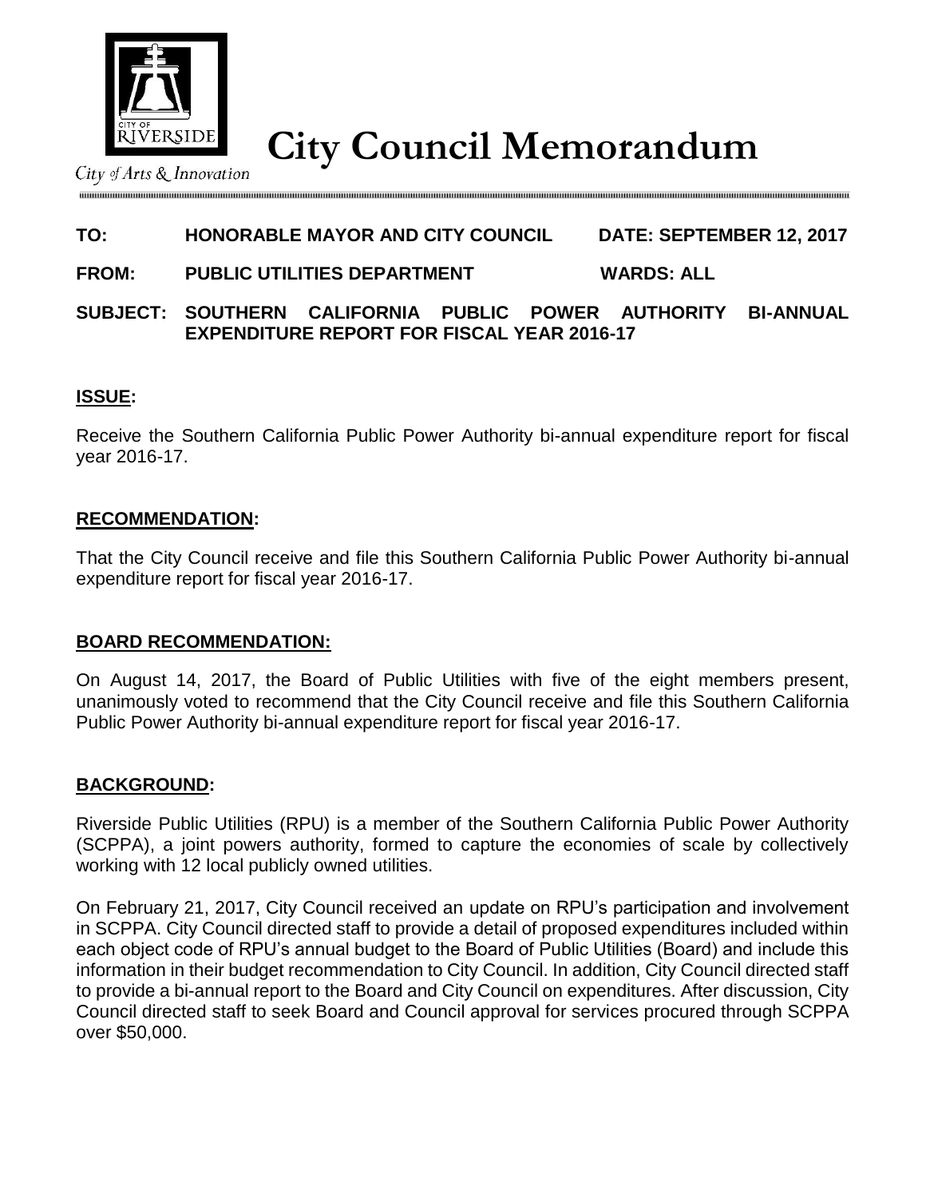# City Council Memorandum

*City of Arts & Innovation*

**TO:** HONORABLE MAYOR AND CITY COUNCIL **DATE:** SEPTEMBER 12, 2017

**FROM:** PUBLIC UTILITIES DEPARTMENT **WARDS:** ALL

**SUBJECT:** SOUTHERN CALIFORNIA PUBLIC POWER AUTHORITY BI-ANNUAL EXPENDITURE REPORT FOR FISCAL YEAR 2016-17

## ISSUE:

Receive the Southern California Public Power Authority bi-annual expenditure report for fiscal year 2016-17.

## RECOMMENDATION:

That the City Council receive and file this Southern California Public Power Authority bi-annual expenditure report for fiscal year 2016-17.

## BOARD RECOMMENDATION:

On August 14, 2017, the Board of Public Utilities with five of the eight members present, unanimously voted to recommend that the City Council receive and file this Southern California Public Power Authority bi-annual expenditure report for fiscal year 2016-17.

## BACKGROUND:

Riverside Public Utilities (RPU) is a member of the Southern California Public Power Authority (SCPPA), a joint powers authority, formed to capture the economies of scale by collectively working with 12 local publicly owned utilities.

On February 21, 2017, City Council received an update on RPU's participation and involvement in SCPPA. City Council directed staff to provide a detail of proposed expenditures included within each object code of RPU's annual budget to the Board of Public Utilities (Board) and include this information in their budget recommendation to City Council. In addition, City Council directed staff to provide a bi-annual report to the Board and City Council on expenditures. After discussion, City Council directed staff to seek Board and Council approval for services procured through SCPPA over $50,000.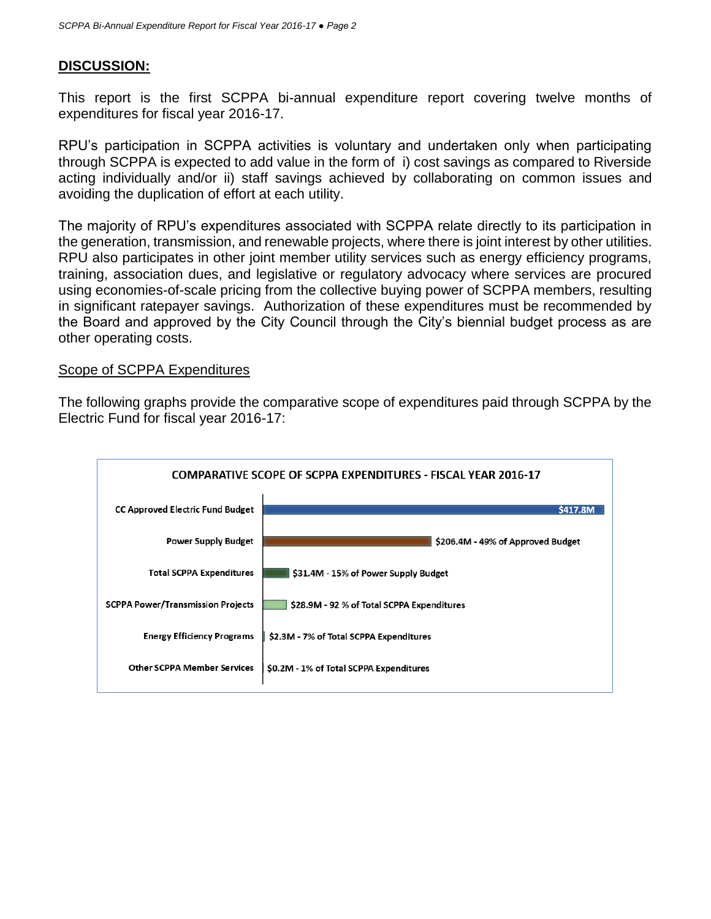## DISCUSSION:

This report is the first SCPPA bi-annual expenditure report covering twelve months of expenditures for fiscal year 2016-17.

RPU's participation in SCPPA activities is voluntary and undertaken only when participating through SCPPA is expected to add value in the form of i) cost savings as compared to Riverside acting individually and/or ii) staff savings achieved by collaborating on common issues and avoiding the duplication of effort at each utility.

The majority of RPU's expenditures associated with SCPPA relate directly to its participation in the generation, transmission, and renewable projects, where there is joint interest by other utilities. RPU also participates in other joint member utility services such as energy efficiency programs, training, association dues, and legislative or regulatory advocacy where services are procured using economies-of-scale pricing from the collective buying power of SCPPA members, resulting in significant ratepayer savings. Authorization of these expenditures must be recommended by the Board and approved by the City Council through the City's biennial budget process as are other operating costs.

Scope of SCPPA Expenditures

The following graphs provide the comparative scope of expenditures paid through SCPPA by the Electric Fund for fiscal year 2016-17:

**COMPARATIVE SCOPE OF SCPPA EXPENDITURES - FISCAL YEAR 2016-17**

| Category | Amount |
|---|---|
| CC Approved Electric Fund Budget | $417.8M |
| Power Supply Budget | $206.4M - 49% of Approved Budget |
| Total SCPPA Expenditures | $31.4M - 15% of Power Supply Budget |
| SCPPA Power/Transmission Projects | $28.9M - 92 % of Total SCPPA Expenditures |
| Energy Efficiency Programs | $2.3M - 7% of Total SCPPA Expenditures |
| Other SCPPA Member Services | $0.2M - 1% of Total SCPPA Expenditures |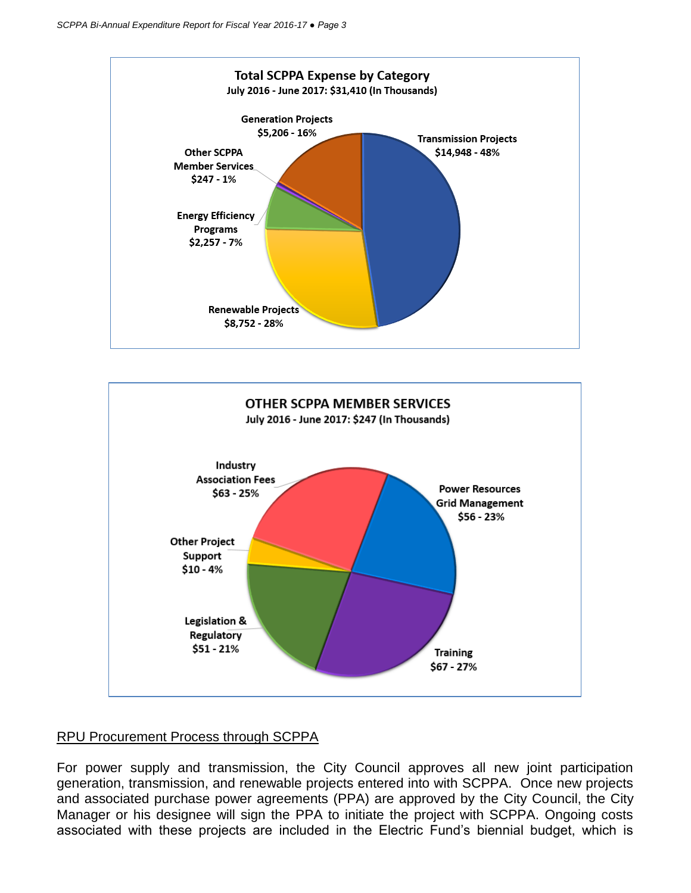**Total SCPPA Expense by Category**
July 2016 - June 2017: $31,410 (In Thousands)

- Transmission Projects $14,948 - 48%
- Renewable Projects $8,752 - 28%
- Energy Efficiency Programs $2,257 - 7%
- Other SCPPA Member Services $247 - 1%
- Generation Projects $5,206 - 16%

**OTHER SCPPA MEMBER SERVICES**
July 2016 - June 2017: $247 (In Thousands)

- Industry Association Fees $63 - 25%
- Power Resources Grid Management $56 - 23%
- Training $67 - 27%
- Legislation & Regulatory $51 - 21%
- Other Project Support $10 - 4%

RPU Procurement Process through SCPPA

For power supply and transmission, the City Council approves all new joint participation generation, transmission, and renewable projects entered into with SCPPA. Once new projects and associated purchase power agreements (PPA) are approved by the City Council, the City Manager or his designee will sign the PPA to initiate the project with SCPPA. Ongoing costs associated with these projects are included in the Electric Fund's biennial budget, which is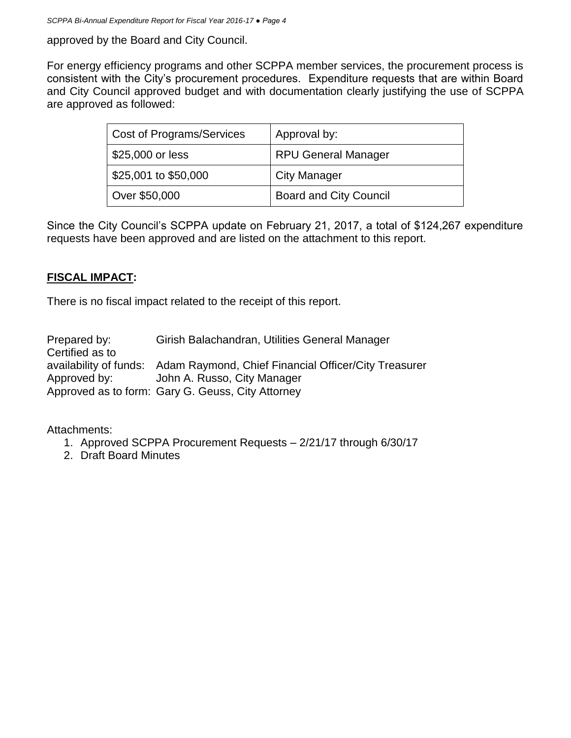approved by the Board and City Council.

For energy efficiency programs and other SCPPA member services, the procurement process is consistent with the City's procurement procedures. Expenditure requests that are within Board and City Council approved budget and with documentation clearly justifying the use of SCPPA are approved as followed:

| Cost of Programs/Services | Approval by: |
|---|---|
| $25,000 or less | RPU General Manager |
| $25,001 to $50,000 | City Manager |
| Over $50,000 | Board and City Council |

Since the City Council's SCPPA update on February 21, 2017, a total of $124,267 expenditure requests have been approved and are listed on the attachment to this report.

## **FISCAL IMPACT:**

There is no fiscal impact related to the receipt of this report.

Prepared by: Girish Balachandran, Utilities General Manager
Certified as to availability of funds: Adam Raymond, Chief Financial Officer/City Treasurer
Approved by: John A. Russo, City Manager
Approved as to form: Gary G. Geuss, City Attorney

Attachments:

1. Approved SCPPA Procurement Requests – 2/21/17 through 6/30/17
2. Draft Board Minutes